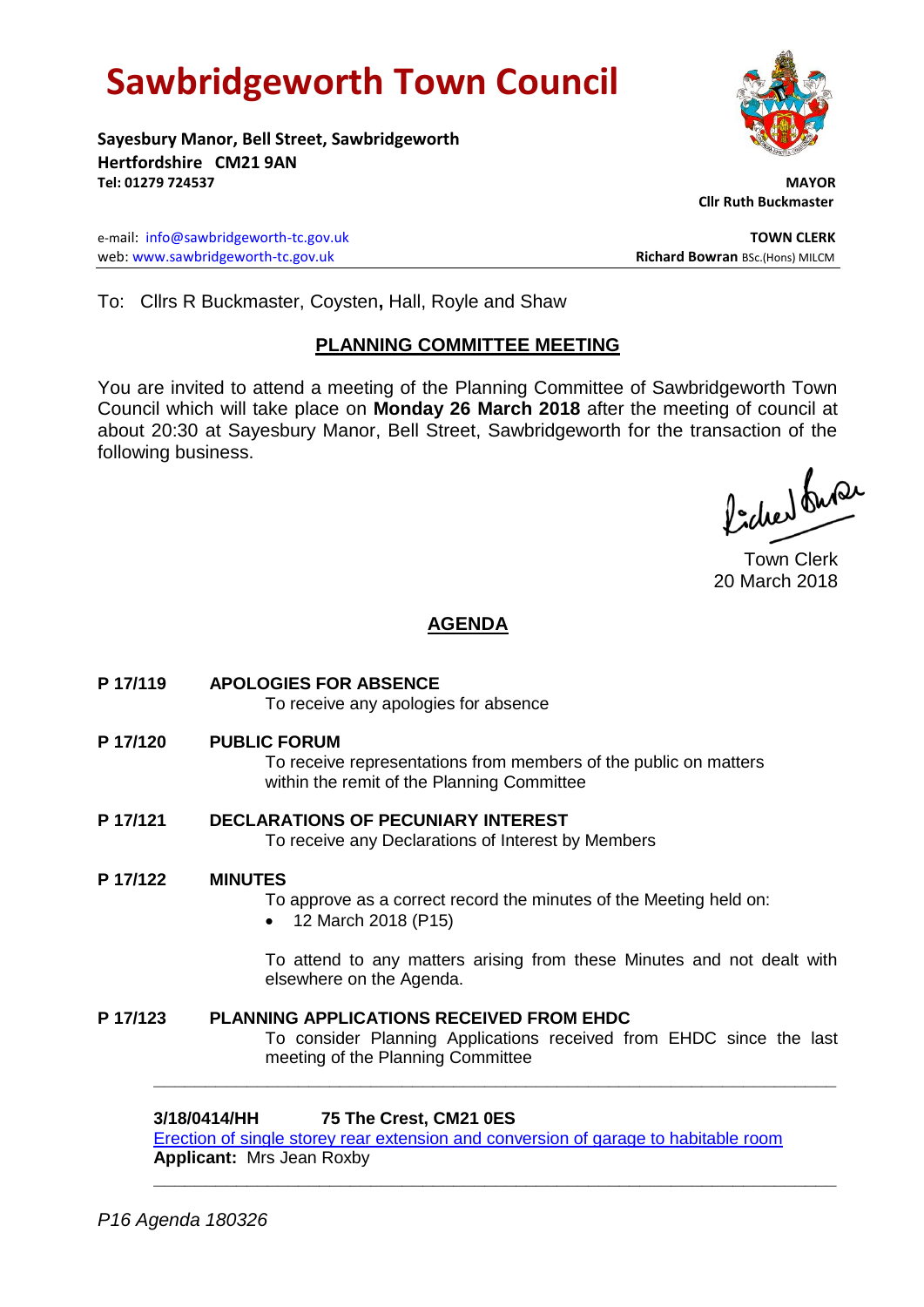# Sawbridgeworth Town Council

**Sayesbury Manor, Bell Street, Sawbridgeworth**
**Hertfordshire CM21 9AN**
**Tel: 01279 724537**

**MAYOR**
**Cllr Ruth Buckmaster**

e-mail: info@sawbridgeworth-tc.gov.uk
web: www.sawbridgeworth-tc.gov.uk

**TOWN CLERK**
**Richard Bowran** BSc.(Hons) MILCM

To: Cllrs R Buckmaster, Coysten**,** Hall, Royle and Shaw

## PLANNING COMMITTEE MEETING

You are invited to attend a meeting of the Planning Committee of Sawbridgeworth Town Council which will take place on **Monday 26 March 2018** after the meeting of council at about 20:30 at Sayesbury Manor, Bell Street, Sawbridgeworth for the transaction of the following business.

Town Clerk
20 March 2018

## AGENDA

**P 17/119 APOLOGIES FOR ABSENCE**
To receive any apologies for absence

**P 17/120 PUBLIC FORUM**
To receive representations from members of the public on matters within the remit of the Planning Committee

**P 17/121 DECLARATIONS OF PECUNIARY INTEREST**
To receive any Declarations of Interest by Members

**P 17/122 MINUTES**
To approve as a correct record the minutes of the Meeting held on:

- 12 March 2018 (P15)

To attend to any matters arising from these Minutes and not dealt with elsewhere on the Agenda.

**P 17/123 PLANNING APPLICATIONS RECEIVED FROM EHDC**
To consider Planning Applications received from EHDC since the last meeting of the Planning Committee

---

**3/18/0414/HH 75 The Crest, CM21 0ES**
Erection of single storey rear extension and conversion of garage to habitable room
**Applicant:** Mrs Jean Roxby

---

*P16 Agenda 180326*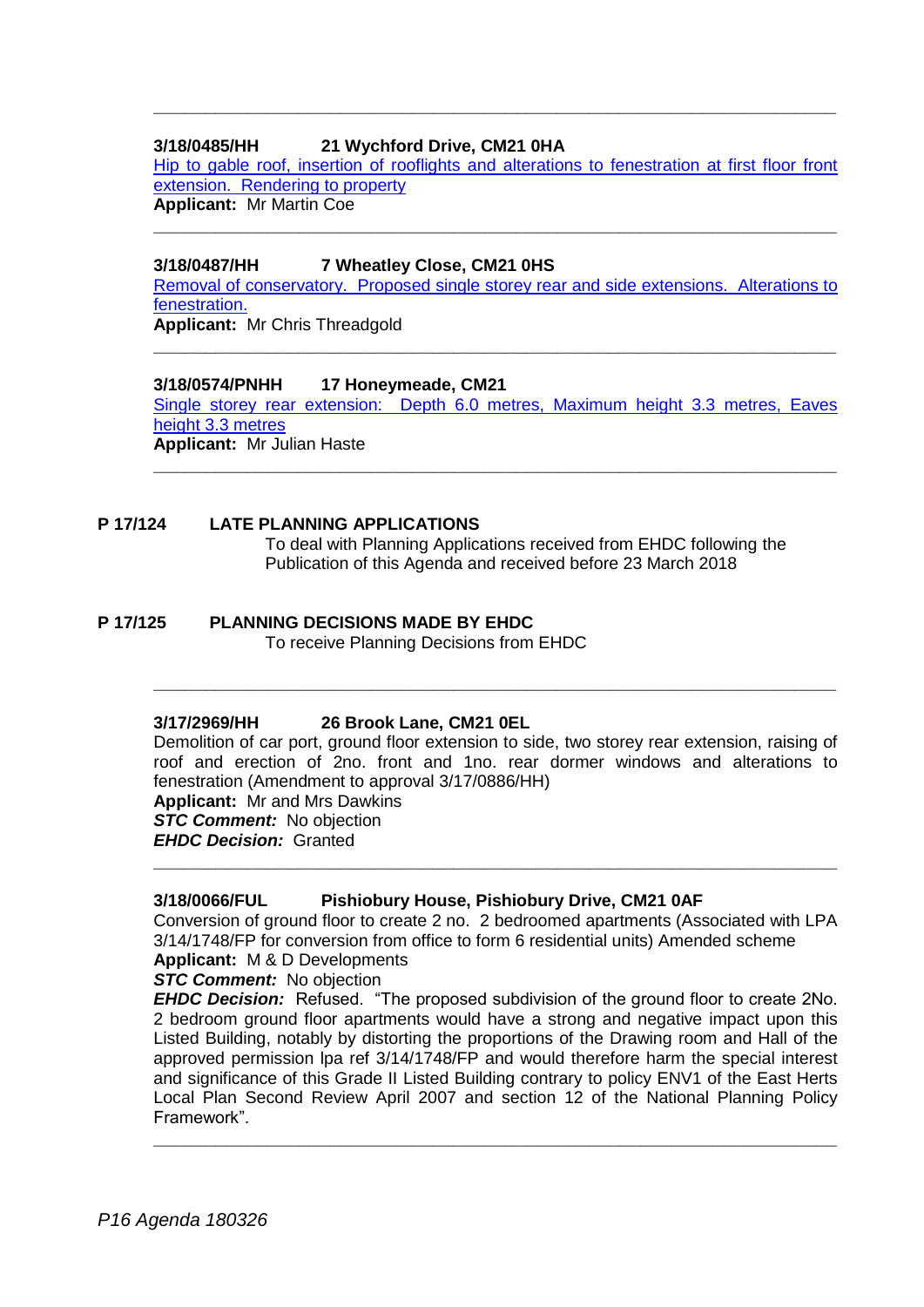---

**3/18/0485/HH 21 Wychford Drive, CM21 0HA**

Hip to gable roof, insertion of rooflights and alterations to fenestration at first floor front extension. Rendering to property

**Applicant:** Mr Martin Coe

---

**3/18/0487/HH 7 Wheatley Close, CM21 0HS**

Removal of conservatory. Proposed single storey rear and side extensions. Alterations to fenestration.

**Applicant:** Mr Chris Threadgold

---

**3/18/0574/PNHH 17 Honeymeade, CM21**

Single storey rear extension: Depth 6.0 metres, Maximum height 3.3 metres, Eaves height 3.3 metres

**Applicant:** Mr Julian Haste

---

## P 17/124 LATE PLANNING APPLICATIONS

To deal with Planning Applications received from EHDC following the Publication of this Agenda and received before 23 March 2018

## P 17/125 PLANNING DECISIONS MADE BY EHDC

To receive Planning Decisions from EHDC

---

**3/17/2969/HH 26 Brook Lane, CM21 0EL**

Demolition of car port, ground floor extension to side, two storey rear extension, raising of roof and erection of 2no. front and 1no. rear dormer windows and alterations to fenestration (Amendment to approval 3/17/0886/HH)

**Applicant:** Mr and Mrs Dawkins

***STC Comment:*** No objection

***EHDC Decision:*** Granted

---

**3/18/0066/FUL Pishiobury House, Pishiobury Drive, CM21 0AF**

Conversion of ground floor to create 2 no. 2 bedroomed apartments (Associated with LPA 3/14/1748/FP for conversion from office to form 6 residential units) Amended scheme

**Applicant:** M & D Developments

***STC Comment:*** No objection

***EHDC Decision:*** Refused. "The proposed subdivision of the ground floor to create 2No. 2 bedroom ground floor apartments would have a strong and negative impact upon this Listed Building, notably by distorting the proportions of the Drawing room and Hall of the approved permission lpa ref 3/14/1748/FP and would therefore harm the special interest and significance of this Grade II Listed Building contrary to policy ENV1 of the East Herts Local Plan Second Review April 2007 and section 12 of the National Planning Policy Framework".

---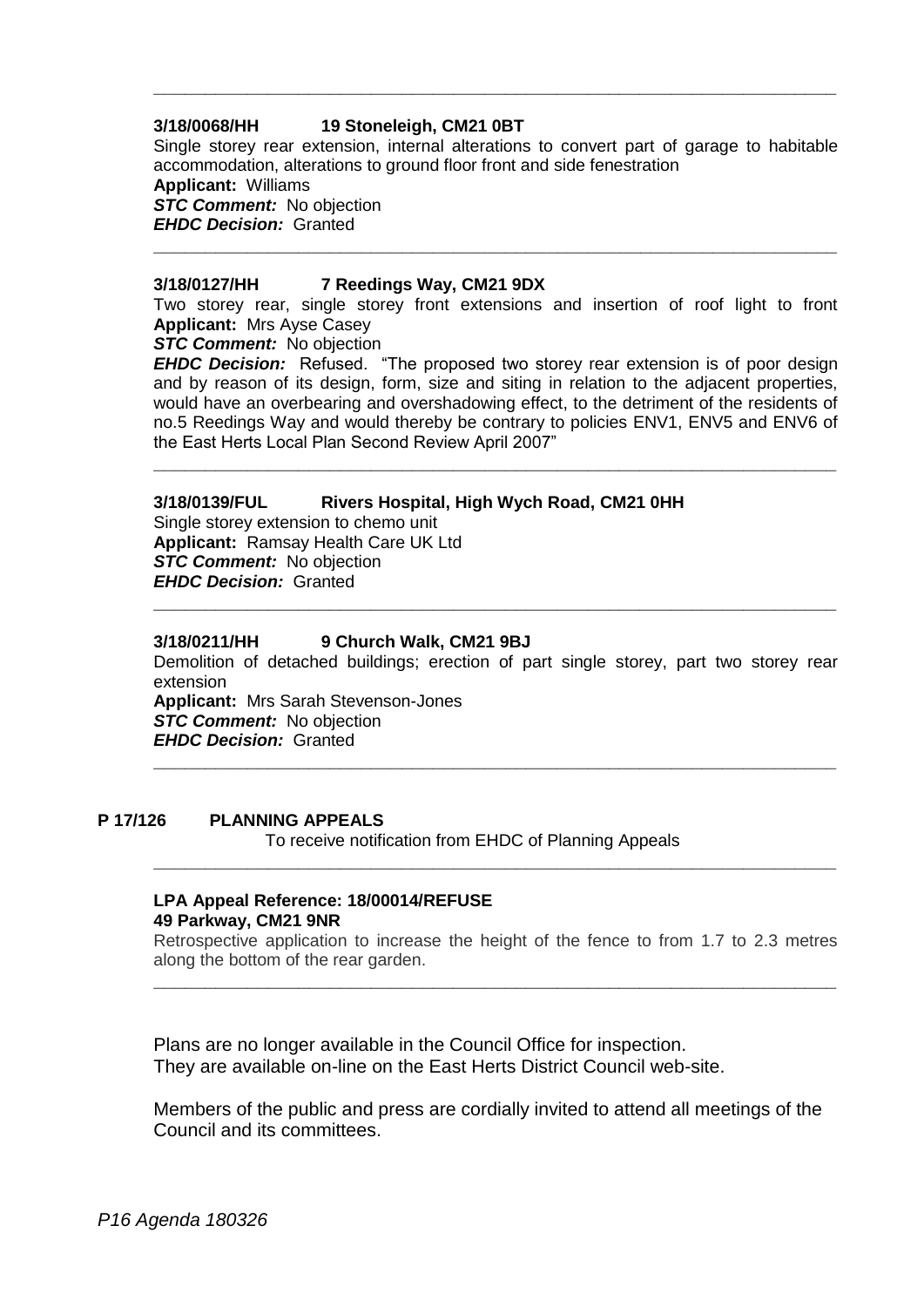---

**3/18/0068/HH 19 Stoneleigh, CM21 0BT**

Single storey rear extension, internal alterations to convert part of garage to habitable accommodation, alterations to ground floor front and side fenestration

**Applicant:** Williams

***STC Comment:*** No objection

***EHDC Decision:*** Granted

---

**3/18/0127/HH 7 Reedings Way, CM21 9DX**

Two storey rear, single storey front extensions and insertion of roof light to front

**Applicant:** Mrs Ayse Casey

***STC Comment:*** No objection

***EHDC Decision:*** Refused. "The proposed two storey rear extension is of poor design and by reason of its design, form, size and siting in relation to the adjacent properties, would have an overbearing and overshadowing effect, to the detriment of the residents of no.5 Reedings Way and would thereby be contrary to policies ENV1, ENV5 and ENV6 of the East Herts Local Plan Second Review April 2007"

---

**3/18/0139/FUL Rivers Hospital, High Wych Road, CM21 0HH**

Single storey extension to chemo unit

**Applicant:** Ramsay Health Care UK Ltd

***STC Comment:*** No objection

***EHDC Decision:*** Granted

---

**3/18/0211/HH 9 Church Walk, CM21 9BJ**

Demolition of detached buildings; erection of part single storey, part two storey rear extension

**Applicant:** Mrs Sarah Stevenson-Jones

***STC Comment:*** No objection

***EHDC Decision:*** Granted

---

## P 17/126 PLANNING APPEALS

To receive notification from EHDC of Planning Appeals

---

**LPA Appeal Reference: 18/00014/REFUSE**
**49 Parkway, CM21 9NR**

Retrospective application to increase the height of the fence to from 1.7 to 2.3 metres along the bottom of the rear garden.

---

Plans are no longer available in the Council Office for inspection.
They are available on-line on the East Herts District Council web-site.

Members of the public and press are cordially invited to attend all meetings of the Council and its committees.